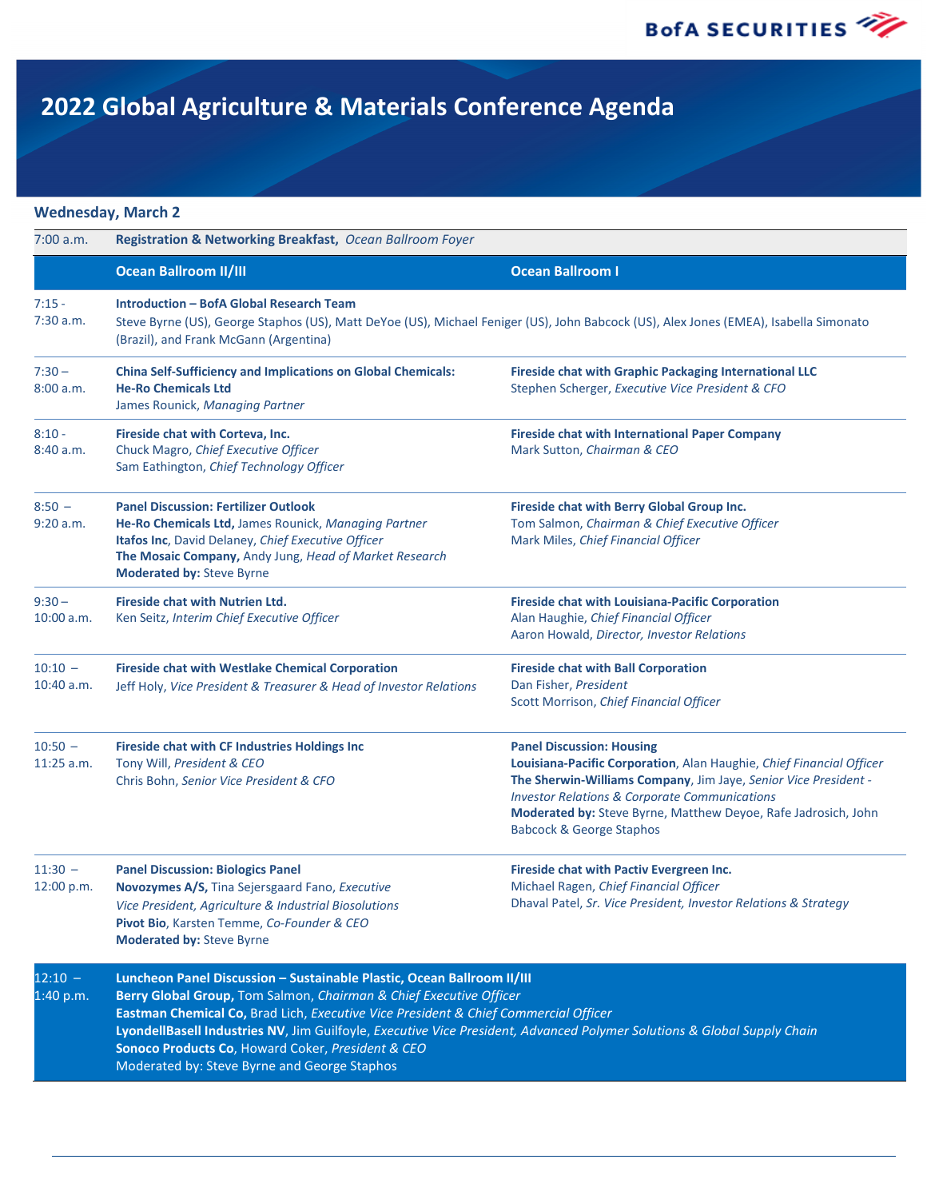# 2022 Global Agriculture & Materials Conference Agenda

## Wednesday, March 2

| Time | Ocean Ballroom II/III | Ocean Ballroom I |
|---|---|---|
| 7:00 a.m. | **Registration & Networking Breakfast,** *Ocean Ballroom Foyer* | |
| 7:15 - 7:30 a.m. | **Introduction – BofA Global Research Team**<br>Steve Byrne (US), George Staphos (US), Matt DeYoe (US), Michael Feniger (US), John Babcock (US), Alex Jones (EMEA), Isabella Simonato (Brazil), and Frank McGann (Argentina) | |
| 7:30 – 8:00 a.m. | **China Self-Sufficiency and Implications on Global Chemicals: He-Ro Chemicals Ltd**<br>James Rounick, *Managing Partner* | **Fireside chat with Graphic Packaging International LLC**<br>Stephen Scherger, *Executive Vice President & CFO* |
| 8:10 - 8:40 a.m. | **Fireside chat with Corteva, Inc.**<br>Chuck Magro, *Chief Executive Officer*<br>Sam Eathington, *Chief Technology Officer* | **Fireside chat with International Paper Company**<br>Mark Sutton, *Chairman & CEO* |
| 8:50 – 9:20 a.m. | **Panel Discussion: Fertilizer Outlook**<br>**He-Ro Chemicals Ltd,** James Rounick, *Managing Partner*<br>**Itafos Inc**, David Delaney, *Chief Executive Officer*<br>**The Mosaic Company,** Andy Jung, *Head of Market Research*<br>**Moderated by:** Steve Byrne | **Fireside chat with Berry Global Group Inc.**<br>Tom Salmon, *Chairman & Chief Executive Officer*<br>Mark Miles, *Chief Financial Officer* |
| 9:30 – 10:00 a.m. | **Fireside chat with Nutrien Ltd.**<br>Ken Seitz, *Interim Chief Executive Officer* | **Fireside chat with Louisiana-Pacific Corporation**<br>Alan Haughie, *Chief Financial Officer*<br>Aaron Howald, *Director, Investor Relations* |
| 10:10 – 10:40 a.m. | **Fireside chat with Westlake Chemical Corporation**<br>Jeff Holy, *Vice President & Treasurer & Head of Investor Relations* | **Fireside chat with Ball Corporation**<br>Dan Fisher, *President*<br>Scott Morrison, *Chief Financial Officer* |
| 10:50 – 11:25 a.m. | **Fireside chat with CF Industries Holdings Inc**<br>Tony Will, *President & CEO*<br>Chris Bohn, *Senior Vice President & CFO* | **Panel Discussion: Housing**<br>**Louisiana-Pacific Corporation**, Alan Haughie, *Chief Financial Officer*<br>**The Sherwin-Williams Company**, Jim Jaye, *Senior Vice President - Investor Relations & Corporate Communications*<br>**Moderated by:** Steve Byrne, Matthew Deyoe, Rafe Jadrosich, John Babcock & George Staphos |
| 11:30 – 12:00 p.m. | **Panel Discussion: Biologics Panel**<br>**Novozymes A/S,** Tina Sejersgaard Fano, *Executive Vice President, Agriculture & Industrial Biosolutions*<br>**Pivot Bio**, Karsten Temme, *Co-Founder & CEO*<br>**Moderated by:** Steve Byrne | **Fireside chat with Pactiv Evergreen Inc.**<br>Michael Ragen, *Chief Financial Officer*<br>Dhaval Patel, *Sr. Vice President, Investor Relations & Strategy* |
| 12:10 – 1:40 p.m. | **Luncheon Panel Discussion – Sustainable Plastic, Ocean Ballroom II/III**<br>**Berry Global Group,** Tom Salmon, *Chairman & Chief Executive Officer*<br>**Eastman Chemical Co,** Brad Lich, *Executive Vice President & Chief Commercial Officer*<br>**LyondellBasell Industries NV**, Jim Guilfoyle, *Executive Vice President, Advanced Polymer Solutions & Global Supply Chain*<br>**Sonoco Products Co**, Howard Coker, *President & CEO*<br>Moderated by: Steve Byrne and George Staphos | |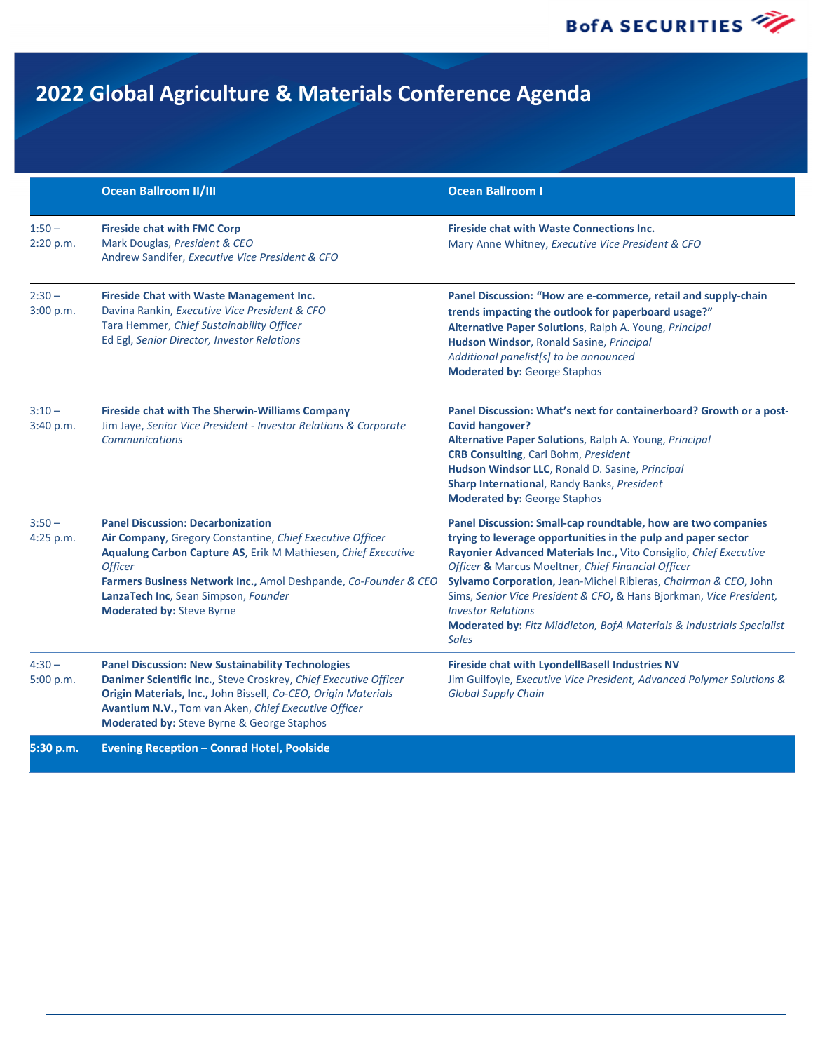# 2022 Global Agriculture & Materials Conference Agenda

| | Ocean Ballroom II/III | Ocean Ballroom I |
|---|---|---|
| 1:50 – 2:20 p.m. | **Fireside chat with FMC Corp**<br>Mark Douglas, *President & CEO*<br>Andrew Sandifer, *Executive Vice President & CFO* | **Fireside chat with Waste Connections Inc.**<br>Mary Anne Whitney, *Executive Vice President & CFO* |
| 2:30 – 3:00 p.m. | **Fireside Chat with Waste Management Inc.**<br>Davina Rankin, *Executive Vice President & CFO*<br>Tara Hemmer, *Chief Sustainability Officer*<br>Ed Egl, *Senior Director, Investor Relations* | **Panel Discussion: "How are e-commerce, retail and supply-chain trends impacting the outlook for paperboard usage?"**<br>**Alternative Paper Solutions**, Ralph A. Young, *Principal*<br>**Hudson Windsor**, Ronald Sasine, *Principal*<br>*Additional panelist[s] to be announced*<br>**Moderated by:** George Staphos |
| 3:10 – 3:40 p.m. | **Fireside chat with The Sherwin-Williams Company**<br>Jim Jaye, *Senior Vice President - Investor Relations & Corporate Communications* | **Panel Discussion: What's next for containerboard? Growth or a post-Covid hangover?**<br>**Alternative Paper Solutions**, Ralph A. Young, *Principal*<br>**CRB Consulting**, Carl Bohm, *President*<br>**Hudson Windsor LLC**, Ronald D. Sasine, *Principal*<br>**Sharp International**, Randy Banks, *President*<br>**Moderated by:** George Staphos |
| 3:50 – 4:25 p.m. | **Panel Discussion: Decarbonization**<br>**Air Company**, Gregory Constantine, *Chief Executive Officer*<br>**Aqualung Carbon Capture AS**, Erik M Mathiesen, *Chief Executive Officer*<br>**Farmers Business Network Inc.,** Amol Deshpande, *Co-Founder & CEO*<br>**LanzaTech Inc**, Sean Simpson, *Founder*<br>**Moderated by:** Steve Byrne | **Panel Discussion: Small-cap roundtable, how are two companies trying to leverage opportunities in the pulp and paper sector**<br>**Rayonier Advanced Materials Inc.,** Vito Consiglio, *Chief Executive Officer* **&** Marcus Moeltner, *Chief Financial Officer*<br>**Sylvamo Corporation,** Jean-Michel Ribieras, *Chairman & CEO*, John Sims, *Senior Vice President & CFO*, & Hans Bjorkman, *Vice President, Investor Relations*<br>**Moderated by:** *Fitz Middleton, BofA Materials & Industrials Specialist Sales* |
| 4:30 – 5:00 p.m. | **Panel Discussion: New Sustainability Technologies**<br>**Danimer Scientific Inc.**, Steve Croskrey, *Chief Executive Officer*<br>**Origin Materials, Inc.,** John Bissell, *Co-CEO, Origin Materials*<br>**Avantium N.V.,** Tom van Aken, *Chief Executive Officer*<br>**Moderated by:** Steve Byrne & George Staphos | **Fireside chat with LyondellBasell Industries NV**<br>Jim Guilfoyle, *Executive Vice President, Advanced Polymer Solutions & Global Supply Chain* |
| **5:30 p.m.** | **Evening Reception – Conrad Hotel, Poolside** | |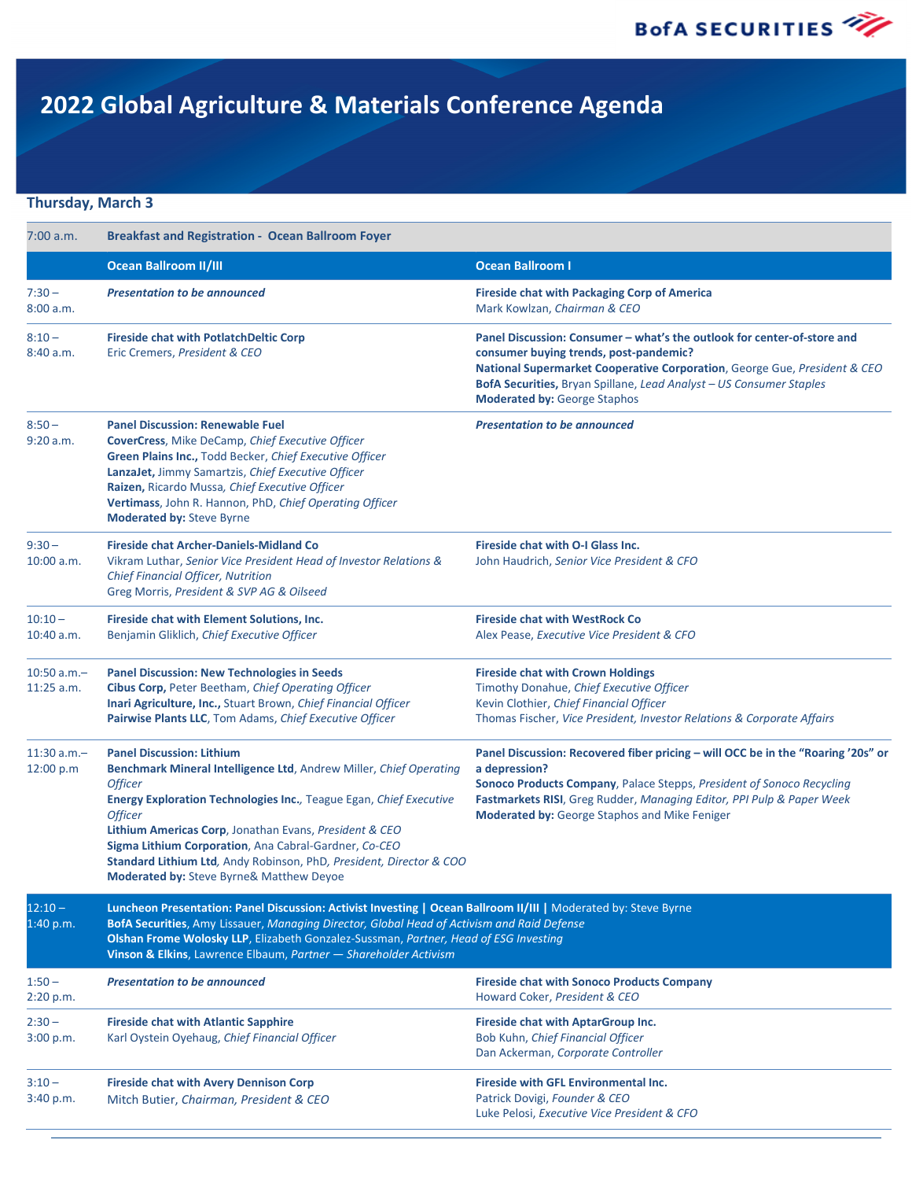# 2022 Global Agriculture & Materials Conference Agenda

## Thursday, March 3

| | Ocean Ballroom II/III | Ocean Ballroom I |
|---|---|---|
| 7:00 a.m. | **Breakfast and Registration - Ocean Ballroom Foyer** | |
| 7:30 – 8:00 a.m. | ***Presentation to be announced*** | **Fireside chat with Packaging Corp of America**<br>Mark Kowlzan, *Chairman & CEO* |
| 8:10 – 8:40 a.m. | **Fireside chat with PotlatchDeltic Corp**<br>Eric Cremers, *President & CEO* | **Panel Discussion: Consumer – what's the outlook for center-of-store and consumer buying trends, post-pandemic?**<br>**National Supermarket Cooperative Corporation**, George Gue, *President & CEO*<br>**BofA Securities,** Bryan Spillane, *Lead Analyst – US Consumer Staples*<br>**Moderated by:** George Staphos |
| 8:50 – 9:20 a.m. | **Panel Discussion: Renewable Fuel**<br>**CoverCress**, Mike DeCamp, *Chief Executive Officer*<br>**Green Plains Inc.,** Todd Becker, *Chief Executive Officer*<br>**LanzaJet,** Jimmy Samartzis, *Chief Executive Officer*<br>**Raizen,** Ricardo Mussa, *Chief Executive Officer*<br>**Vertimass**, John R. Hannon, PhD, *Chief Operating Officer*<br>**Moderated by:** Steve Byrne | ***Presentation to be announced*** |
| 9:30 – 10:00 a.m. | **Fireside chat Archer-Daniels-Midland Co**<br>Vikram Luthar, *Senior Vice President Head of Investor Relations & Chief Financial Officer, Nutrition*<br>Greg Morris, *President & SVP AG & Oilseed* | **Fireside chat with O-I Glass Inc.**<br>John Haudrich, *Senior Vice President & CFO* |
| 10:10 – 10:40 a.m. | **Fireside chat with Element Solutions, Inc.**<br>Benjamin Gliklich, *Chief Executive Officer* | **Fireside chat with WestRock Co**<br>Alex Pease, *Executive Vice President & CFO* |
| 10:50 a.m.– 11:25 a.m. | **Panel Discussion: New Technologies in Seeds**<br>**Cibus Corp,** Peter Beetham, *Chief Operating Officer*<br>**Inari Agriculture, Inc.,** Stuart Brown, *Chief Financial Officer*<br>**Pairwise Plants LLC**, Tom Adams, *Chief Executive Officer* | **Fireside chat with Crown Holdings**<br>Timothy Donahue, *Chief Executive Officer*<br>Kevin Clothier, *Chief Financial Officer*<br>Thomas Fischer, *Vice President, Investor Relations & Corporate Affairs* |
| 11:30 a.m.– 12:00 p.m | **Panel Discussion: Lithium**<br>**Benchmark Mineral Intelligence Ltd**, Andrew Miller, *Chief Operating Officer*<br>**Energy Exploration Technologies Inc.**, Teague Egan, *Chief Executive Officer*<br>**Lithium Americas Corp**, Jonathan Evans, *President & CEO*<br>**Sigma Lithium Corporation**, Ana Cabral-Gardner, *Co-CEO*<br>**Standard Lithium Ltd**, Andy Robinson, PhD, *President, Director & COO*<br>**Moderated by:** Steve Byrne& Matthew Deyoe | **Panel Discussion: Recovered fiber pricing – will OCC be in the "Roaring '20s" or a depression?**<br>**Sonoco Products Company**, Palace Stepps, *President of Sonoco Recycling*<br>**Fastmarkets RISI**, Greg Rudder, *Managing Editor, PPI Pulp & Paper Week*<br>**Moderated by:** George Staphos and Mike Feniger |
| 12:10 – 1:40 p.m. | **Luncheon Presentation: Panel Discussion: Activist Investing \| Ocean Ballroom II/III \|** Moderated by: Steve Byrne<br>**BofA Securities**, Amy Lissauer, *Managing Director, Global Head of Activism and Raid Defense*<br>**Olshan Frome Wolosky LLP**, Elizabeth Gonzalez-Sussman, *Partner, Head of ESG Investing*<br>**Vinson & Elkins**, Lawrence Elbaum, *Partner — Shareholder Activism* | |
| 1:50 – 2:20 p.m. | ***Presentation to be announced*** | **Fireside chat with Sonoco Products Company**<br>Howard Coker, *President & CEO* |
| 2:30 – 3:00 p.m. | **Fireside chat with Atlantic Sapphire**<br>Karl Oystein Oyehaug, *Chief Financial Officer* | **Fireside chat with AptarGroup Inc.**<br>Bob Kuhn, *Chief Financial Officer*<br>Dan Ackerman, *Corporate Controller* |
| 3:10 – 3:40 p.m. | **Fireside chat with Avery Dennison Corp**<br>Mitch Butier, *Chairman, President & CEO* | **Fireside with GFL Environmental Inc.**<br>Patrick Dovigi, *Founder & CEO*<br>Luke Pelosi, *Executive Vice President & CFO* |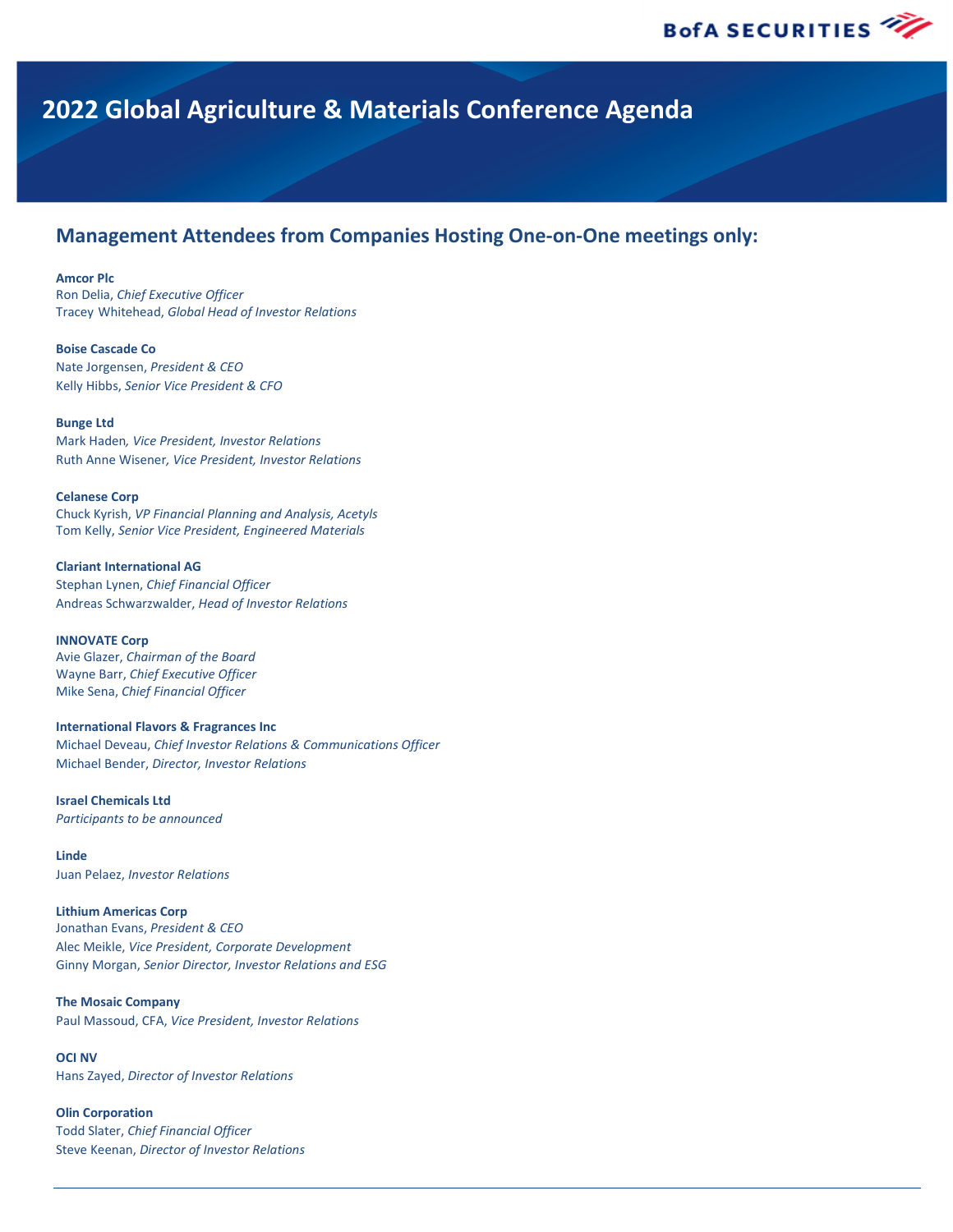# 2022 Global Agriculture & Materials Conference Agenda

## Management Attendees from Companies Hosting One-on-One meetings only:

**Amcor Plc**
Ron Delia, *Chief Executive Officer*
Tracey Whitehead, *Global Head of Investor Relations*

**Boise Cascade Co**
Nate Jorgensen, *President & CEO*
Kelly Hibbs, *Senior Vice President & CFO*

**Bunge Ltd**
Mark Haden*, Vice President, Investor Relations*
Ruth Anne Wisener*, Vice President, Investor Relations*

**Celanese Corp**
Chuck Kyrish, *VP Financial Planning and Analysis, Acetyls*
Tom Kelly, *Senior Vice President, Engineered Materials*

**Clariant International AG**
Stephan Lynen, *Chief Financial Officer*
Andreas Schwarzwalder, *Head of Investor Relations*

**INNOVATE Corp**
Avie Glazer, *Chairman of the Board*
Wayne Barr, *Chief Executive Officer*
Mike Sena, *Chief Financial Officer*

**International Flavors & Fragrances Inc**
Michael Deveau, *Chief Investor Relations & Communications Officer*
Michael Bender, *Director, Investor Relations*

**Israel Chemicals Ltd**
*Participants to be announced*

**Linde**
Juan Pelaez, *Investor Relations*

**Lithium Americas Corp**
Jonathan Evans, *President & CEO*
Alec Meikle, *Vice President, Corporate Development*
Ginny Morgan, *Senior Director, Investor Relations and ESG*

**The Mosaic Company**
Paul Massoud, CFA, *Vice President, Investor Relations*

**OCI NV**
Hans Zayed, *Director of Investor Relations*

**Olin Corporation**
Todd Slater, *Chief Financial Officer*
Steve Keenan, *Director of Investor Relations*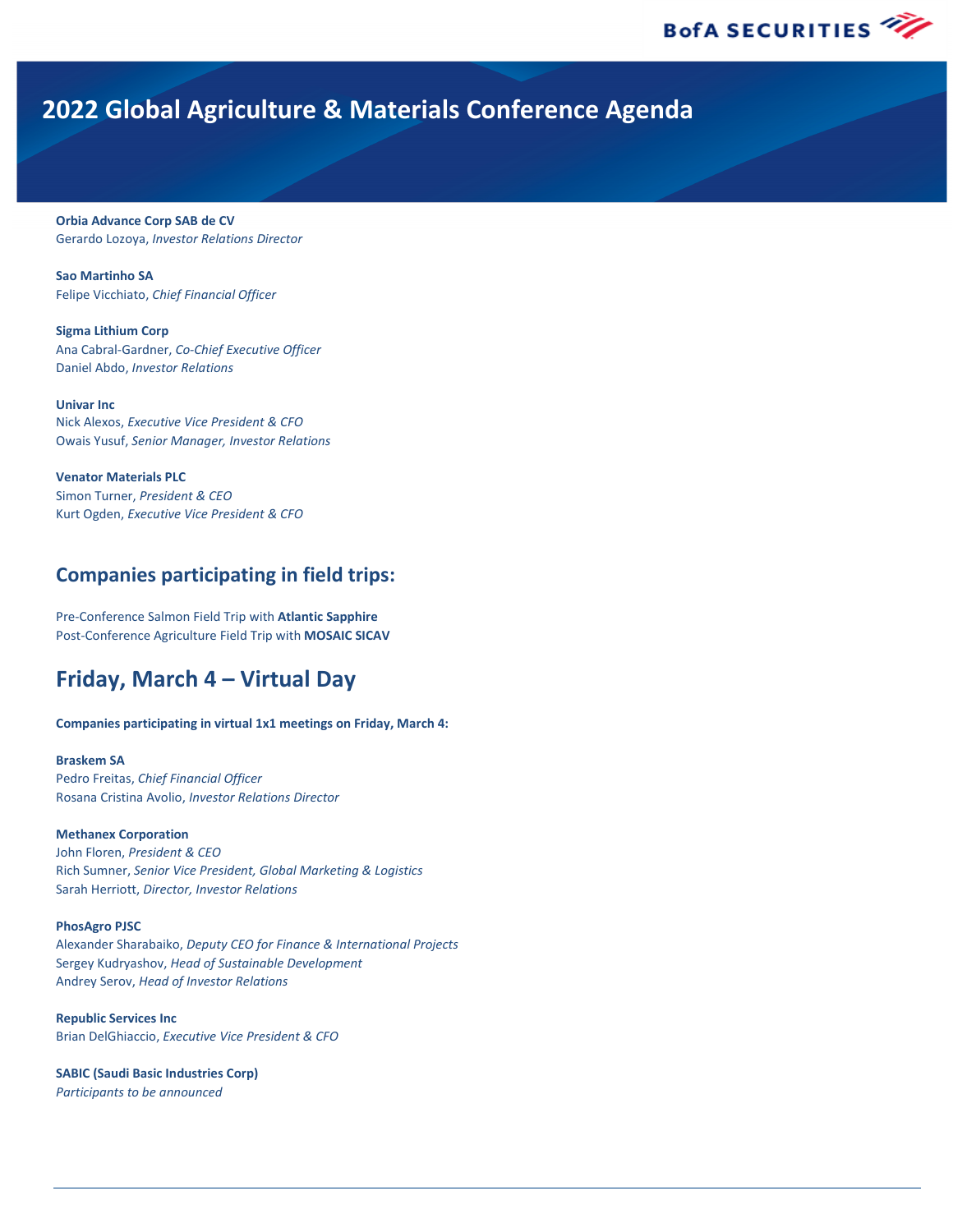# 2022 Global Agriculture & Materials Conference Agenda

**Orbia Advance Corp SAB de CV**
Gerardo Lozoya, *Investor Relations Director*

**Sao Martinho SA**
Felipe Vicchiato, *Chief Financial Officer*

**Sigma Lithium Corp**
Ana Cabral-Gardner, *Co-Chief Executive Officer*
Daniel Abdo, *Investor Relations*

**Univar Inc**
Nick Alexos, *Executive Vice President & CFO*
Owais Yusuf, *Senior Manager, Investor Relations*

**Venator Materials PLC**
Simon Turner, *President & CEO*
Kurt Ogden, *Executive Vice President & CFO*

## Companies participating in field trips:

Pre-Conference Salmon Field Trip with **Atlantic Sapphire**
Post-Conference Agriculture Field Trip with **MOSAIC SICAV**

## Friday, March 4 – Virtual Day

**Companies participating in virtual 1x1 meetings on Friday, March 4:**

**Braskem SA**
Pedro Freitas, *Chief Financial Officer*
Rosana Cristina Avolio, *Investor Relations Director*

**Methanex Corporation**
John Floren, *President & CEO*
Rich Sumner, *Senior Vice President, Global Marketing & Logistics*
Sarah Herriott, *Director, Investor Relations*

**PhosAgro PJSC**
Alexander Sharabaiko, *Deputy CEO for Finance & International Projects*
Sergey Kudryashov, *Head of Sustainable Development*
Andrey Serov, *Head of Investor Relations*

**Republic Services Inc**
Brian DelGhiaccio, *Executive Vice President & CFO*

**SABIC (Saudi Basic Industries Corp)**
*Participants to be announced*